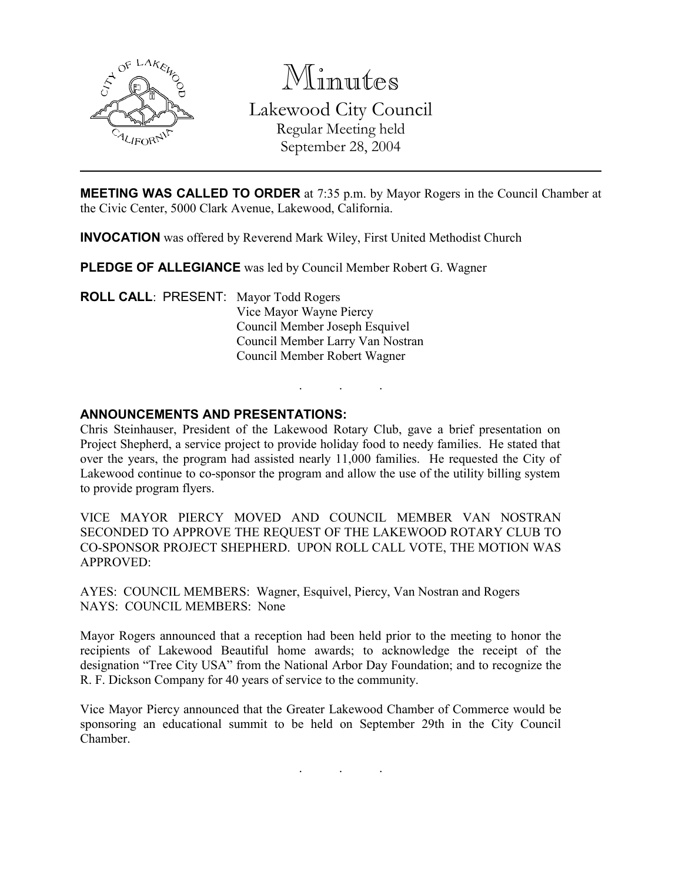# Minutes

Lakewood City Council
Regular Meeting held
September 28, 2004

---

**MEETING WAS CALLED TO ORDER** at 7:35 p.m. by Mayor Rogers in the Council Chamber at the Civic Center, 5000 Clark Avenue, Lakewood, California.

**INVOCATION** was offered by Reverend Mark Wiley, First United Methodist Church

**PLEDGE OF ALLEGIANCE** was led by Council Member Robert G. Wagner

**ROLL CALL**: PRESENT: Mayor Todd Rogers
Vice Mayor Wayne Piercy
Council Member Joseph Esquivel
Council Member Larry Van Nostran
Council Member Robert Wagner

. . .

**ANNOUNCEMENTS AND PRESENTATIONS:**

Chris Steinhauser, President of the Lakewood Rotary Club, gave a brief presentation on Project Shepherd, a service project to provide holiday food to needy families. He stated that over the years, the program had assisted nearly 11,000 families. He requested the City of Lakewood continue to co-sponsor the program and allow the use of the utility billing system to provide program flyers.

VICE MAYOR PIERCY MOVED AND COUNCIL MEMBER VAN NOSTRAN SECONDED TO APPROVE THE REQUEST OF THE LAKEWOOD ROTARY CLUB TO CO-SPONSOR PROJECT SHEPHERD. UPON ROLL CALL VOTE, THE MOTION WAS APPROVED:

AYES: COUNCIL MEMBERS: Wagner, Esquivel, Piercy, Van Nostran and Rogers
NAYS: COUNCIL MEMBERS: None

Mayor Rogers announced that a reception had been held prior to the meeting to honor the recipients of Lakewood Beautiful home awards; to acknowledge the receipt of the designation "Tree City USA" from the National Arbor Day Foundation; and to recognize the R. F. Dickson Company for 40 years of service to the community.

Vice Mayor Piercy announced that the Greater Lakewood Chamber of Commerce would be sponsoring an educational summit to be held on September 29th in the City Council Chamber.

. . .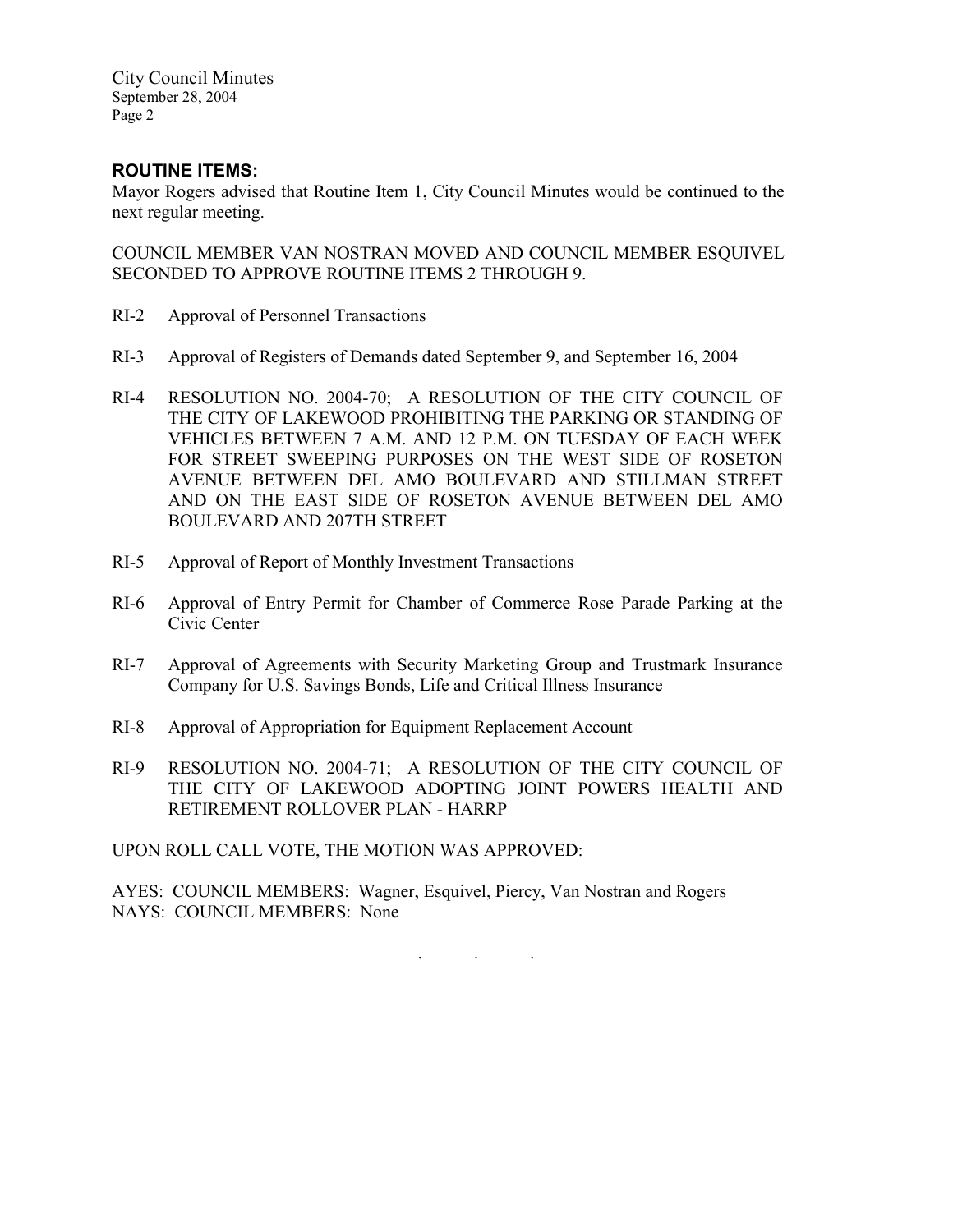## ROUTINE ITEMS:

Mayor Rogers advised that Routine Item 1, City Council Minutes would be continued to the next regular meeting.

COUNCIL MEMBER VAN NOSTRAN MOVED AND COUNCIL MEMBER ESQUIVEL SECONDED TO APPROVE ROUTINE ITEMS 2 THROUGH 9.

RI-2 Approval of Personnel Transactions

RI-3 Approval of Registers of Demands dated September 9, and September 16, 2004

RI-4 RESOLUTION NO. 2004-70; A RESOLUTION OF THE CITY COUNCIL OF THE CITY OF LAKEWOOD PROHIBITING THE PARKING OR STANDING OF VEHICLES BETWEEN 7 A.M. AND 12 P.M. ON TUESDAY OF EACH WEEK FOR STREET SWEEPING PURPOSES ON THE WEST SIDE OF ROSETON AVENUE BETWEEN DEL AMO BOULEVARD AND STILLMAN STREET AND ON THE EAST SIDE OF ROSETON AVENUE BETWEEN DEL AMO BOULEVARD AND 207TH STREET

RI-5 Approval of Report of Monthly Investment Transactions

RI-6 Approval of Entry Permit for Chamber of Commerce Rose Parade Parking at the Civic Center

RI-7 Approval of Agreements with Security Marketing Group and Trustmark Insurance Company for U.S. Savings Bonds, Life and Critical Illness Insurance

RI-8 Approval of Appropriation for Equipment Replacement Account

RI-9 RESOLUTION NO. 2004-71; A RESOLUTION OF THE CITY COUNCIL OF THE CITY OF LAKEWOOD ADOPTING JOINT POWERS HEALTH AND RETIREMENT ROLLOVER PLAN - HARRP

UPON ROLL CALL VOTE, THE MOTION WAS APPROVED:

AYES: COUNCIL MEMBERS: Wagner, Esquivel, Piercy, Van Nostran and Rogers
NAYS: COUNCIL MEMBERS: None

. . .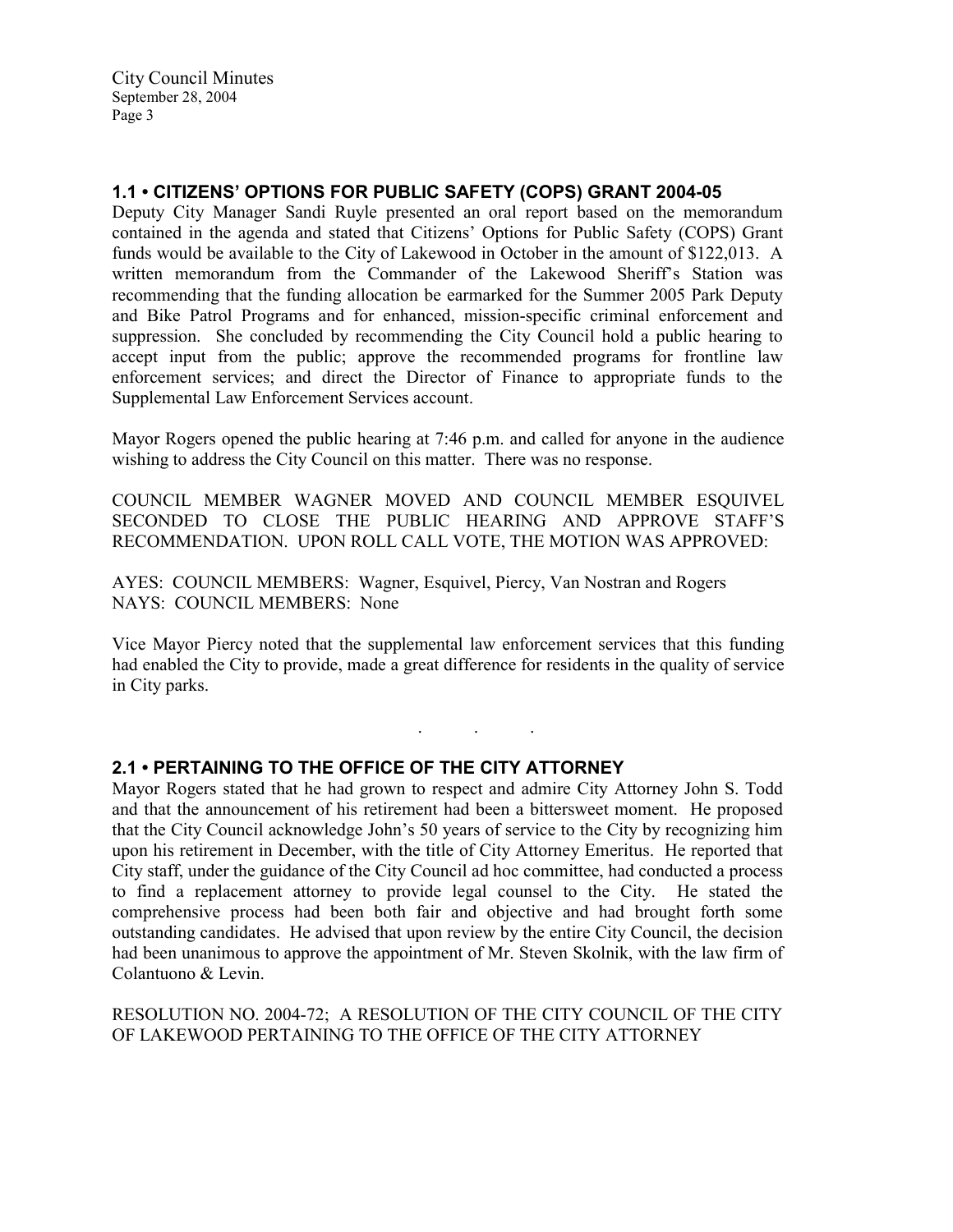## 1.1 • CITIZENS' OPTIONS FOR PUBLIC SAFETY (COPS) GRANT 2004-05

Deputy City Manager Sandi Ruyle presented an oral report based on the memorandum contained in the agenda and stated that Citizens' Options for Public Safety (COPS) Grant funds would be available to the City of Lakewood in October in the amount of $122,013. A written memorandum from the Commander of the Lakewood Sheriff's Station was recommending that the funding allocation be earmarked for the Summer 2005 Park Deputy and Bike Patrol Programs and for enhanced, mission-specific criminal enforcement and suppression. She concluded by recommending the City Council hold a public hearing to accept input from the public; approve the recommended programs for frontline law enforcement services; and direct the Director of Finance to appropriate funds to the Supplemental Law Enforcement Services account.

Mayor Rogers opened the public hearing at 7:46 p.m. and called for anyone in the audience wishing to address the City Council on this matter. There was no response.

COUNCIL MEMBER WAGNER MOVED AND COUNCIL MEMBER ESQUIVEL SECONDED TO CLOSE THE PUBLIC HEARING AND APPROVE STAFF'S RECOMMENDATION. UPON ROLL CALL VOTE, THE MOTION WAS APPROVED:

AYES: COUNCIL MEMBERS: Wagner, Esquivel, Piercy, Van Nostran and Rogers
NAYS: COUNCIL MEMBERS: None

Vice Mayor Piercy noted that the supplemental law enforcement services that this funding had enabled the City to provide, made a great difference for residents in the quality of service in City parks.

. . .

## 2.1 • PERTAINING TO THE OFFICE OF THE CITY ATTORNEY

Mayor Rogers stated that he had grown to respect and admire City Attorney John S. Todd and that the announcement of his retirement had been a bittersweet moment. He proposed that the City Council acknowledge John's 50 years of service to the City by recognizing him upon his retirement in December, with the title of City Attorney Emeritus. He reported that City staff, under the guidance of the City Council ad hoc committee, had conducted a process to find a replacement attorney to provide legal counsel to the City. He stated the comprehensive process had been both fair and objective and had brought forth some outstanding candidates. He advised that upon review by the entire City Council, the decision had been unanimous to approve the appointment of Mr. Steven Skolnik, with the law firm of Colantuono & Levin.

RESOLUTION NO. 2004-72; A RESOLUTION OF THE CITY COUNCIL OF THE CITY OF LAKEWOOD PERTAINING TO THE OFFICE OF THE CITY ATTORNEY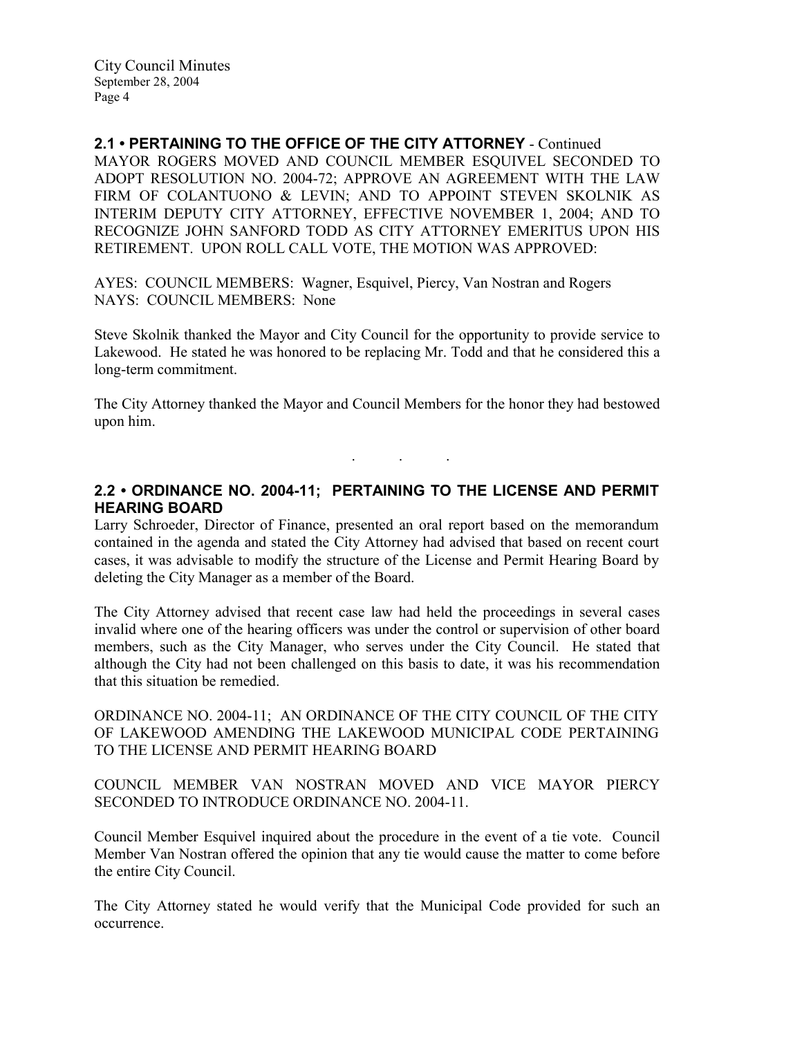## 2.1 • PERTAINING TO THE OFFICE OF THE CITY ATTORNEY - Continued

MAYOR ROGERS MOVED AND COUNCIL MEMBER ESQUIVEL SECONDED TO ADOPT RESOLUTION NO. 2004-72; APPROVE AN AGREEMENT WITH THE LAW FIRM OF COLANTUONO & LEVIN; AND TO APPOINT STEVEN SKOLNIK AS INTERIM DEPUTY CITY ATTORNEY, EFFECTIVE NOVEMBER 1, 2004; AND TO RECOGNIZE JOHN SANFORD TODD AS CITY ATTORNEY EMERITUS UPON HIS RETIREMENT. UPON ROLL CALL VOTE, THE MOTION WAS APPROVED:

AYES: COUNCIL MEMBERS: Wagner, Esquivel, Piercy, Van Nostran and Rogers
NAYS: COUNCIL MEMBERS: None

Steve Skolnik thanked the Mayor and City Council for the opportunity to provide service to Lakewood. He stated he was honored to be replacing Mr. Todd and that he considered this a long-term commitment.

The City Attorney thanked the Mayor and Council Members for the honor they had bestowed upon him.

. . .

## 2.2 • ORDINANCE NO. 2004-11; PERTAINING TO THE LICENSE AND PERMIT HEARING BOARD

Larry Schroeder, Director of Finance, presented an oral report based on the memorandum contained in the agenda and stated the City Attorney had advised that based on recent court cases, it was advisable to modify the structure of the License and Permit Hearing Board by deleting the City Manager as a member of the Board.

The City Attorney advised that recent case law had held the proceedings in several cases invalid where one of the hearing officers was under the control or supervision of other board members, such as the City Manager, who serves under the City Council. He stated that although the City had not been challenged on this basis to date, it was his recommendation that this situation be remedied.

ORDINANCE NO. 2004-11; AN ORDINANCE OF THE CITY COUNCIL OF THE CITY OF LAKEWOOD AMENDING THE LAKEWOOD MUNICIPAL CODE PERTAINING TO THE LICENSE AND PERMIT HEARING BOARD

COUNCIL MEMBER VAN NOSTRAN MOVED AND VICE MAYOR PIERCY SECONDED TO INTRODUCE ORDINANCE NO. 2004-11.

Council Member Esquivel inquired about the procedure in the event of a tie vote. Council Member Van Nostran offered the opinion that any tie would cause the matter to come before the entire City Council.

The City Attorney stated he would verify that the Municipal Code provided for such an occurrence.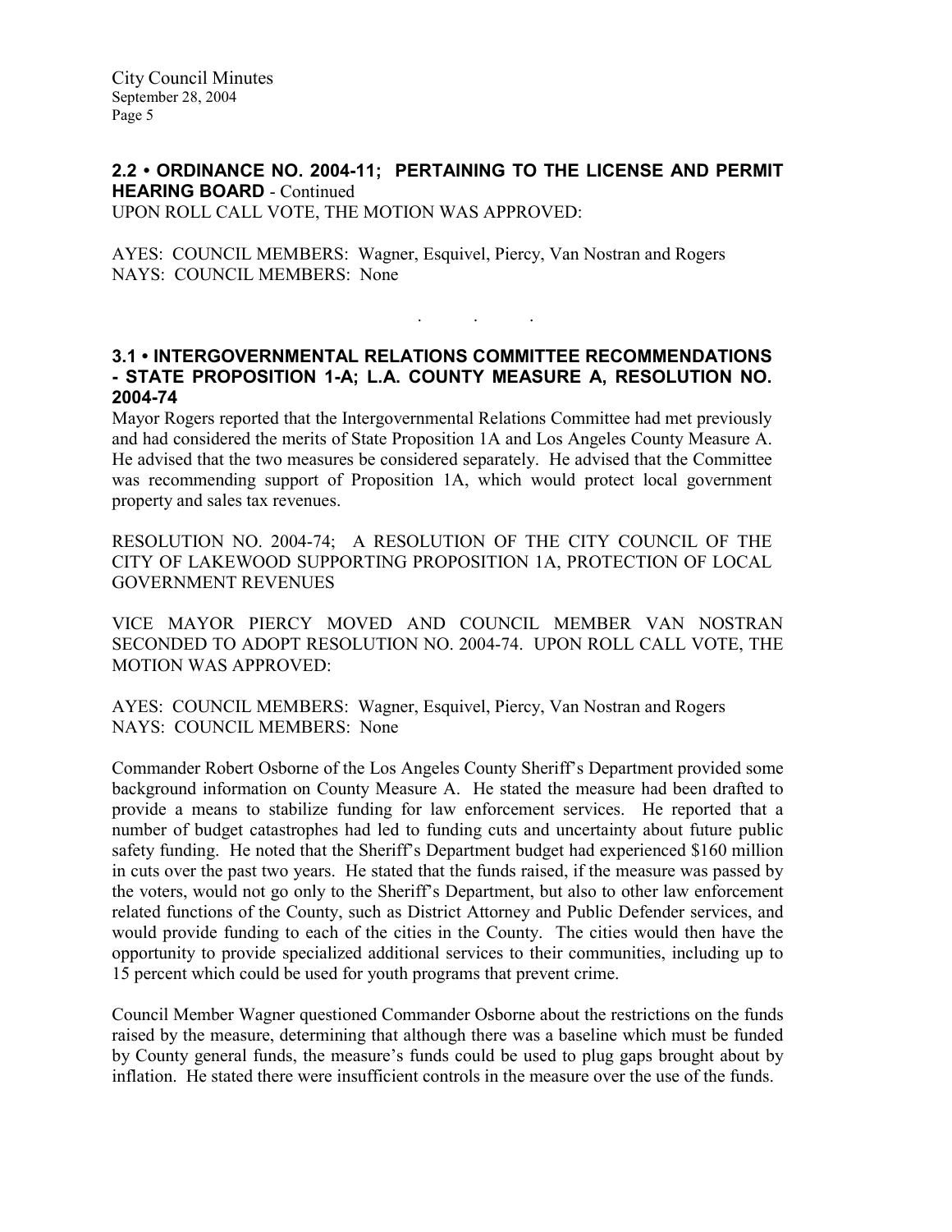**2.2 • ORDINANCE NO. 2004-11; PERTAINING TO THE LICENSE AND PERMIT HEARING BOARD** - Continued

UPON ROLL CALL VOTE, THE MOTION WAS APPROVED:

AYES: COUNCIL MEMBERS: Wagner, Esquivel, Piercy, Van Nostran and Rogers
NAYS: COUNCIL MEMBERS: None

. . .

**3.1 • INTERGOVERNMENTAL RELATIONS COMMITTEE RECOMMENDATIONS - STATE PROPOSITION 1-A; L.A. COUNTY MEASURE A, RESOLUTION NO. 2004-74**

Mayor Rogers reported that the Intergovernmental Relations Committee had met previously and had considered the merits of State Proposition 1A and Los Angeles County Measure A. He advised that the two measures be considered separately. He advised that the Committee was recommending support of Proposition 1A, which would protect local government property and sales tax revenues.

RESOLUTION NO. 2004-74; A RESOLUTION OF THE CITY COUNCIL OF THE CITY OF LAKEWOOD SUPPORTING PROPOSITION 1A, PROTECTION OF LOCAL GOVERNMENT REVENUES

VICE MAYOR PIERCY MOVED AND COUNCIL MEMBER VAN NOSTRAN SECONDED TO ADOPT RESOLUTION NO. 2004-74. UPON ROLL CALL VOTE, THE MOTION WAS APPROVED:

AYES: COUNCIL MEMBERS: Wagner, Esquivel, Piercy, Van Nostran and Rogers
NAYS: COUNCIL MEMBERS: None

Commander Robert Osborne of the Los Angeles County Sheriff's Department provided some background information on County Measure A. He stated the measure had been drafted to provide a means to stabilize funding for law enforcement services. He reported that a number of budget catastrophes had led to funding cuts and uncertainty about future public safety funding. He noted that the Sheriff's Department budget had experienced $160 million in cuts over the past two years. He stated that the funds raised, if the measure was passed by the voters, would not go only to the Sheriff's Department, but also to other law enforcement related functions of the County, such as District Attorney and Public Defender services, and would provide funding to each of the cities in the County. The cities would then have the opportunity to provide specialized additional services to their communities, including up to 15 percent which could be used for youth programs that prevent crime.

Council Member Wagner questioned Commander Osborne about the restrictions on the funds raised by the measure, determining that although there was a baseline which must be funded by County general funds, the measure's funds could be used to plug gaps brought about by inflation. He stated there were insufficient controls in the measure over the use of the funds.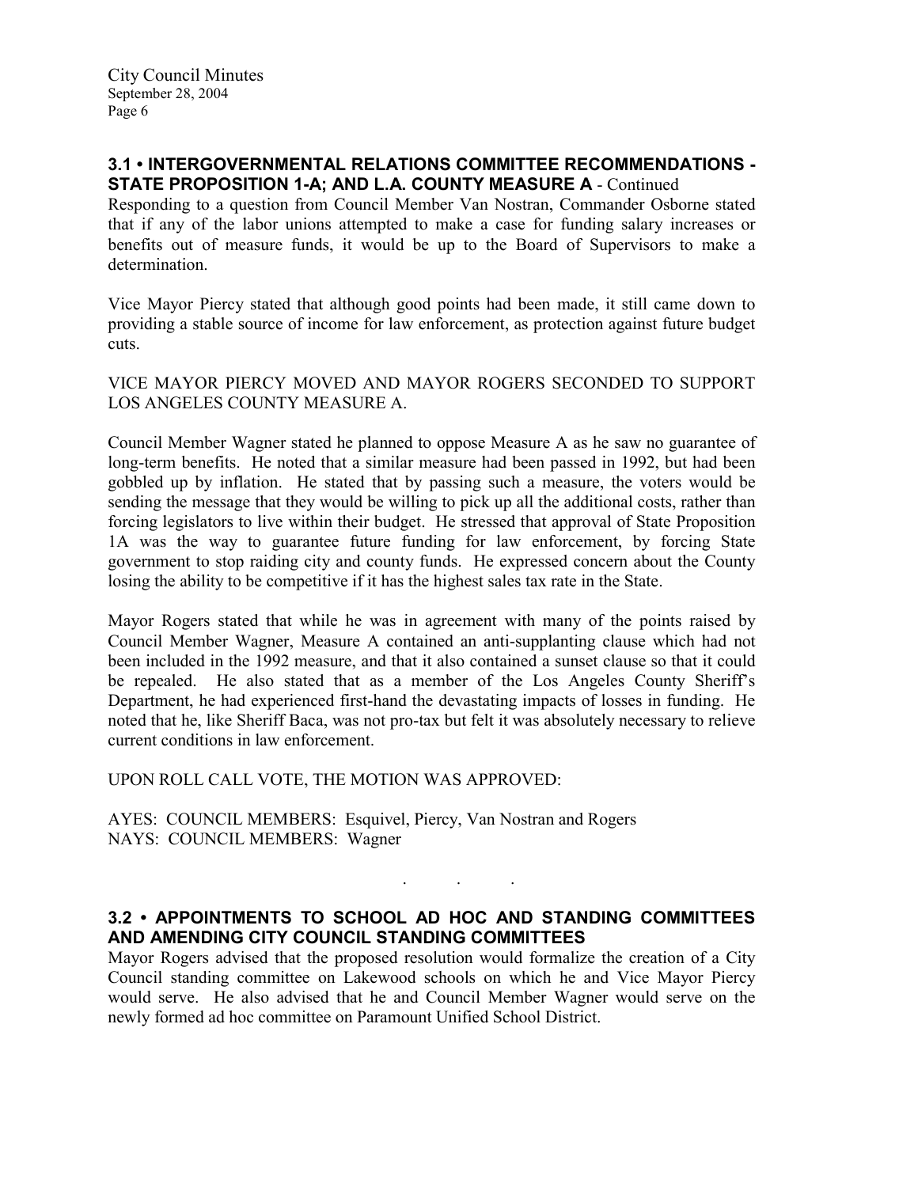### 3.1 • INTERGOVERNMENTAL RELATIONS COMMITTEE RECOMMENDATIONS - STATE PROPOSITION 1-A; AND L.A. COUNTY MEASURE A - Continued

Responding to a question from Council Member Van Nostran, Commander Osborne stated that if any of the labor unions attempted to make a case for funding salary increases or benefits out of measure funds, it would be up to the Board of Supervisors to make a determination.

Vice Mayor Piercy stated that although good points had been made, it still came down to providing a stable source of income for law enforcement, as protection against future budget cuts.

VICE MAYOR PIERCY MOVED AND MAYOR ROGERS SECONDED TO SUPPORT LOS ANGELES COUNTY MEASURE A.

Council Member Wagner stated he planned to oppose Measure A as he saw no guarantee of long-term benefits. He noted that a similar measure had been passed in 1992, but had been gobbled up by inflation. He stated that by passing such a measure, the voters would be sending the message that they would be willing to pick up all the additional costs, rather than forcing legislators to live within their budget. He stressed that approval of State Proposition 1A was the way to guarantee future funding for law enforcement, by forcing State government to stop raiding city and county funds. He expressed concern about the County losing the ability to be competitive if it has the highest sales tax rate in the State.

Mayor Rogers stated that while he was in agreement with many of the points raised by Council Member Wagner, Measure A contained an anti-supplanting clause which had not been included in the 1992 measure, and that it also contained a sunset clause so that it could be repealed. He also stated that as a member of the Los Angeles County Sheriff's Department, he had experienced first-hand the devastating impacts of losses in funding. He noted that he, like Sheriff Baca, was not pro-tax but felt it was absolutely necessary to relieve current conditions in law enforcement.

UPON ROLL CALL VOTE, THE MOTION WAS APPROVED:

AYES: COUNCIL MEMBERS: Esquivel, Piercy, Van Nostran and Rogers
NAYS: COUNCIL MEMBERS: Wagner

. . .

### 3.2 • APPOINTMENTS TO SCHOOL AD HOC AND STANDING COMMITTEES AND AMENDING CITY COUNCIL STANDING COMMITTEES

Mayor Rogers advised that the proposed resolution would formalize the creation of a City Council standing committee on Lakewood schools on which he and Vice Mayor Piercy would serve. He also advised that he and Council Member Wagner would serve on the newly formed ad hoc committee on Paramount Unified School District.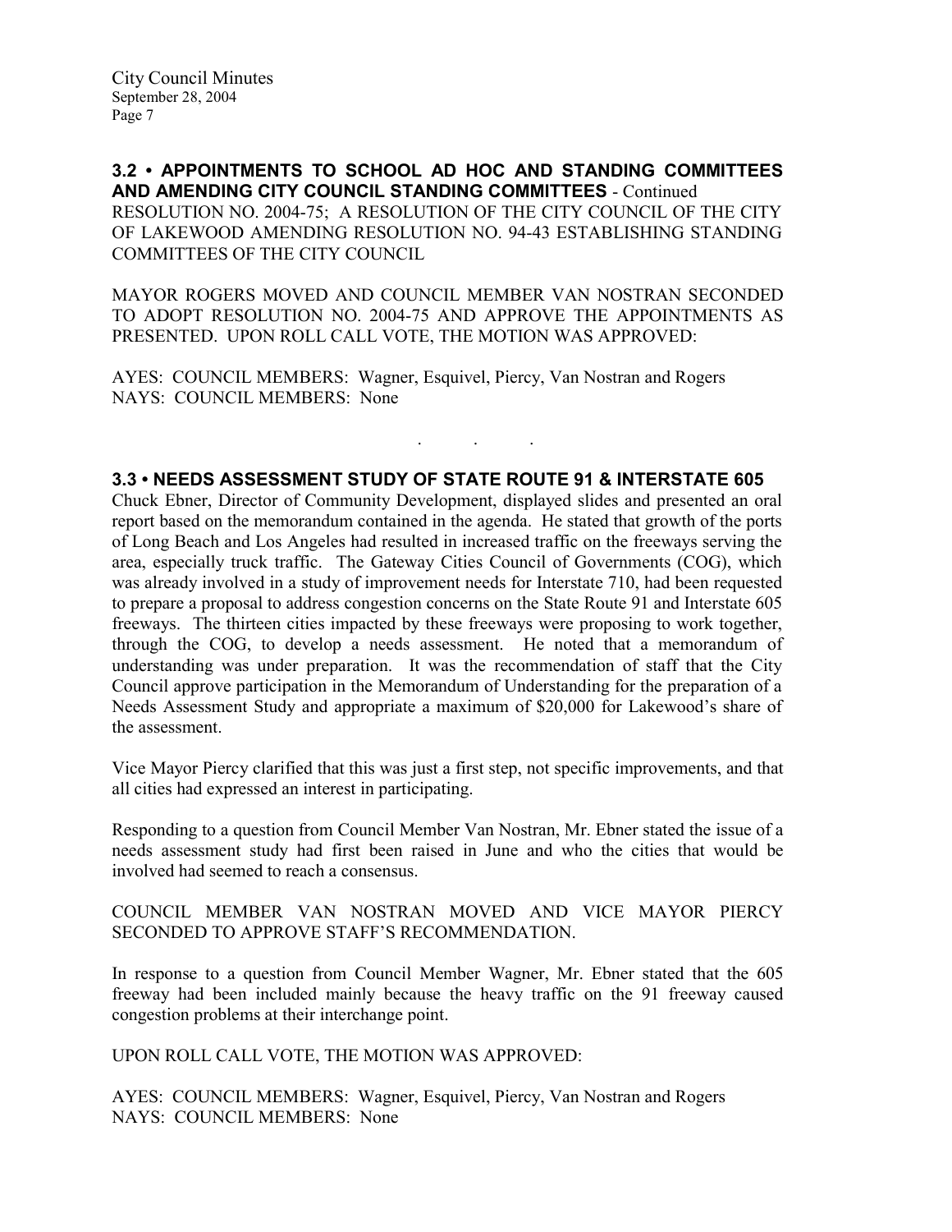### 3.2 • APPOINTMENTS TO SCHOOL AD HOC AND STANDING COMMITTEES AND AMENDING CITY COUNCIL STANDING COMMITTEES - Continued

RESOLUTION NO. 2004-75; A RESOLUTION OF THE CITY COUNCIL OF THE CITY OF LAKEWOOD AMENDING RESOLUTION NO. 94-43 ESTABLISHING STANDING COMMITTEES OF THE CITY COUNCIL

MAYOR ROGERS MOVED AND COUNCIL MEMBER VAN NOSTRAN SECONDED TO ADOPT RESOLUTION NO. 2004-75 AND APPROVE THE APPOINTMENTS AS PRESENTED. UPON ROLL CALL VOTE, THE MOTION WAS APPROVED:

AYES: COUNCIL MEMBERS: Wagner, Esquivel, Piercy, Van Nostran and Rogers
NAYS: COUNCIL MEMBERS: None

. . .

### 3.3 • NEEDS ASSESSMENT STUDY OF STATE ROUTE 91 & INTERSTATE 605

Chuck Ebner, Director of Community Development, displayed slides and presented an oral report based on the memorandum contained in the agenda. He stated that growth of the ports of Long Beach and Los Angeles had resulted in increased traffic on the freeways serving the area, especially truck traffic. The Gateway Cities Council of Governments (COG), which was already involved in a study of improvement needs for Interstate 710, had been requested to prepare a proposal to address congestion concerns on the State Route 91 and Interstate 605 freeways. The thirteen cities impacted by these freeways were proposing to work together, through the COG, to develop a needs assessment. He noted that a memorandum of understanding was under preparation. It was the recommendation of staff that the City Council approve participation in the Memorandum of Understanding for the preparation of a Needs Assessment Study and appropriate a maximum of $20,000 for Lakewood's share of the assessment.

Vice Mayor Piercy clarified that this was just a first step, not specific improvements, and that all cities had expressed an interest in participating.

Responding to a question from Council Member Van Nostran, Mr. Ebner stated the issue of a needs assessment study had first been raised in June and who the cities that would be involved had seemed to reach a consensus.

COUNCIL MEMBER VAN NOSTRAN MOVED AND VICE MAYOR PIERCY SECONDED TO APPROVE STAFF'S RECOMMENDATION.

In response to a question from Council Member Wagner, Mr. Ebner stated that the 605 freeway had been included mainly because the heavy traffic on the 91 freeway caused congestion problems at their interchange point.

UPON ROLL CALL VOTE, THE MOTION WAS APPROVED:

AYES: COUNCIL MEMBERS: Wagner, Esquivel, Piercy, Van Nostran and Rogers
NAYS: COUNCIL MEMBERS: None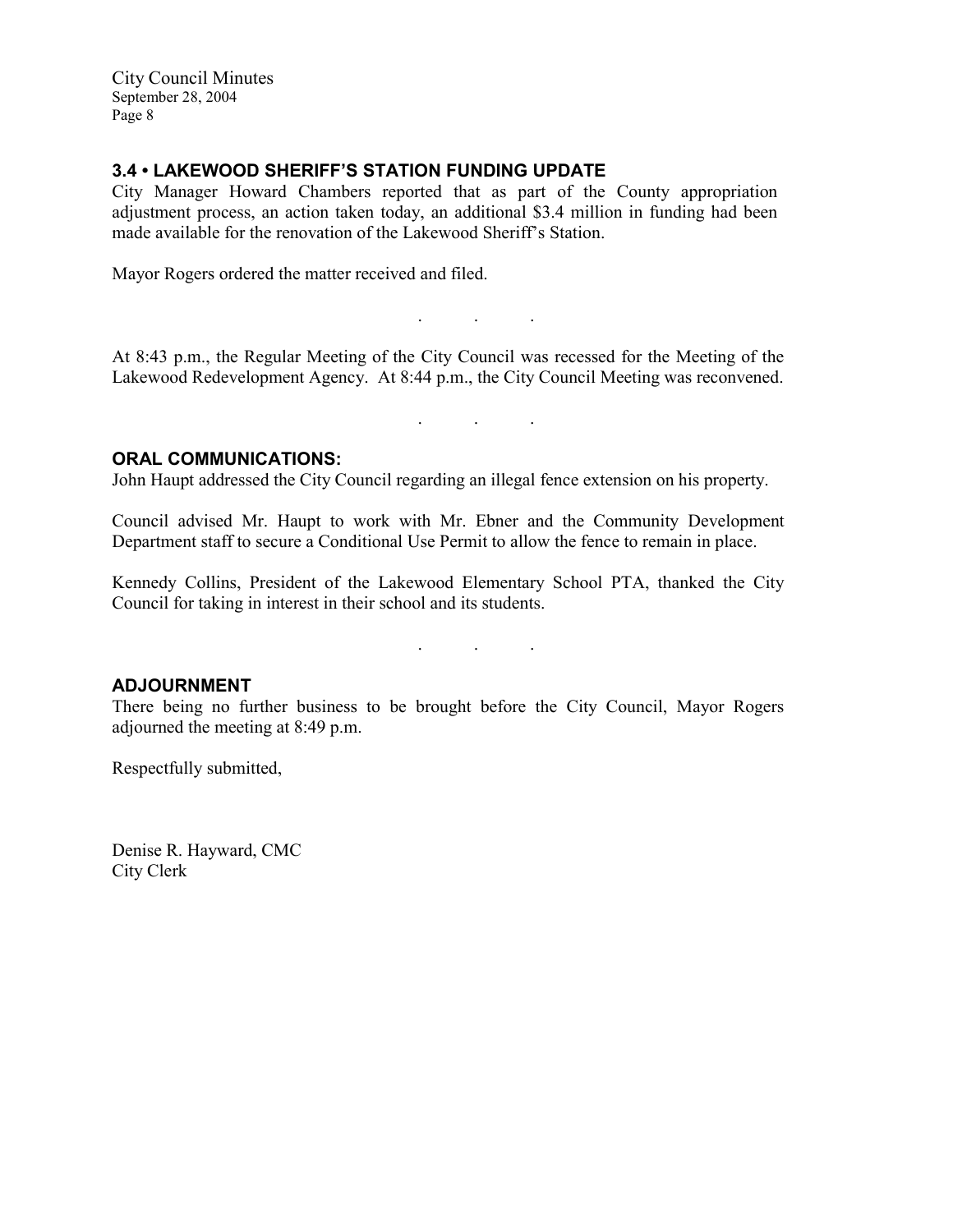### 3.4 • LAKEWOOD SHERIFF'S STATION FUNDING UPDATE

City Manager Howard Chambers reported that as part of the County appropriation adjustment process, an action taken today, an additional $3.4 million in funding had been made available for the renovation of the Lakewood Sheriff's Station.

Mayor Rogers ordered the matter received and filed.

. . .

At 8:43 p.m., the Regular Meeting of the City Council was recessed for the Meeting of the Lakewood Redevelopment Agency. At 8:44 p.m., the City Council Meeting was reconvened.

. . .

### ORAL COMMUNICATIONS:

John Haupt addressed the City Council regarding an illegal fence extension on his property.

Council advised Mr. Haupt to work with Mr. Ebner and the Community Development Department staff to secure a Conditional Use Permit to allow the fence to remain in place.

Kennedy Collins, President of the Lakewood Elementary School PTA, thanked the City Council for taking in interest in their school and its students.

. . .

### ADJOURNMENT

There being no further business to be brought before the City Council, Mayor Rogers adjourned the meeting at 8:49 p.m.

Respectfully submitted,

Denise R. Hayward, CMC
City Clerk